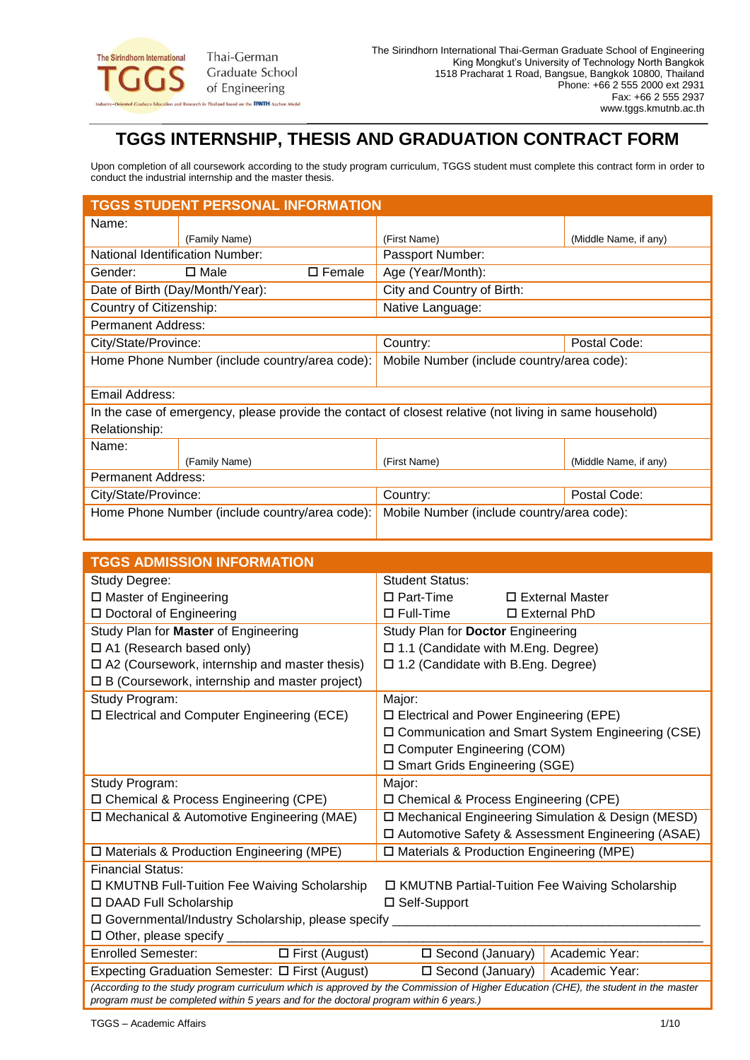The Sirindhorn International TGGS Thai-German Graduate School of Engineering

Industry-Oriented Graduate Education and Research in Thailand based on the RWTH Aachen Model

The Sirindhorn International Thai-German Graduate School of Engineering
King Mongkut's University of Technology North Bangkok
1518 Pracharat 1 Road, Bangsue, Bangkok 10800, Thailand
Phone: +66 2 555 2000 ext 2931
Fax: +66 2 555 2937
www.tggs.kmutnb.ac.th

# TGGS INTERNSHIP, THESIS AND GRADUATION CONTRACT FORM

Upon completion of all coursework according to the study program curriculum, TGGS student must complete this contract form in order to conduct the industrial internship and the master thesis.

## TGGS STUDENT PERSONAL INFORMATION

| | | | |
|---|---|---|---|
| Name: (Family Name) | | (First Name) | (Middle Name, if any) |
| National Identification Number: | | Passport Number: | |
| Gender: ☐ Male ☐ Female | | Age (Year/Month): | |
| Date of Birth (Day/Month/Year): | | City and Country of Birth: | |
| Country of Citizenship: | | Native Language: | |
| Permanent Address: | | | |
| City/State/Province: | | Country: | Postal Code: |
| Home Phone Number (include country/area code): | | Mobile Number (include country/area code): | |
| Email Address: | | | |
| In the case of emergency, please provide the contact of closest relative (not living in same household) Relationship: | | | |
| Name: (Family Name) | | (First Name) | (Middle Name, if any) |
| Permanent Address: | | | |
| City/State/Province: | | Country: | Postal Code: |
| Home Phone Number (include country/area code): | | Mobile Number (include country/area code): | |

## TGGS ADMISSION INFORMATION

| | |
|---|---|
| Study Degree:<br>☐ Master of Engineering<br>☐ Doctoral of Engineering | Student Status:<br>☐ Part-Time ☐ External Master<br>☐ Full-Time ☐ External PhD |
| Study Plan for **Master** of Engineering<br>☐ A1 (Research based only)<br>☐ A2 (Coursework, internship and master thesis)<br>☐ B (Coursework, internship and master project) | Study Plan for **Doctor** Engineering<br>☐ 1.1 (Candidate with M.Eng. Degree)<br>☐ 1.2 (Candidate with B.Eng. Degree) |
| Study Program:<br>☐ Electrical and Computer Engineering (ECE) | Major:<br>☐ Electrical and Power Engineering (EPE)<br>☐ Communication and Smart System Engineering (CSE)<br>☐ Computer Engineering (COM)<br>☐ Smart Grids Engineering (SGE) |
| Study Program:<br>☐ Chemical & Process Engineering (CPE) | Major:<br>☐ Chemical & Process Engineering (CPE) |
| ☐ Mechanical & Automotive Engineering (MAE) | ☐ Mechanical Engineering Simulation & Design (MESD)<br>☐ Automotive Safety & Assessment Engineering (ASAE) |
| ☐ Materials & Production Engineering (MPE) | ☐ Materials & Production Engineering (MPE) |
| Financial Status:<br>☐ KMUTNB Full-Tuition Fee Waiving Scholarship<br>☐ DAAD Full Scholarship<br>☐ Governmental/Industry Scholarship, please specify \_\_\_\_\_\_\_\_\_\_\_\_\_\_\_\_\_\_\_\_<br>☐ Other, please specify \_\_\_\_\_\_\_\_\_\_\_\_\_\_\_\_\_\_\_\_ | <br>☐ KMUTNB Partial-Tuition Fee Waiving Scholarship<br>☐ Self-Support |
| Enrolled Semester: ☐ First (August) | ☐ Second (January) \| Academic Year: |
| Expecting Graduation Semester: ☐ First (August) | ☐ Second (January) \| Academic Year: |

*(According to the study program curriculum which is approved by the Commission of Higher Education (CHE), the student in the master program must be completed within 5 years and for the doctoral program within 6 years.)*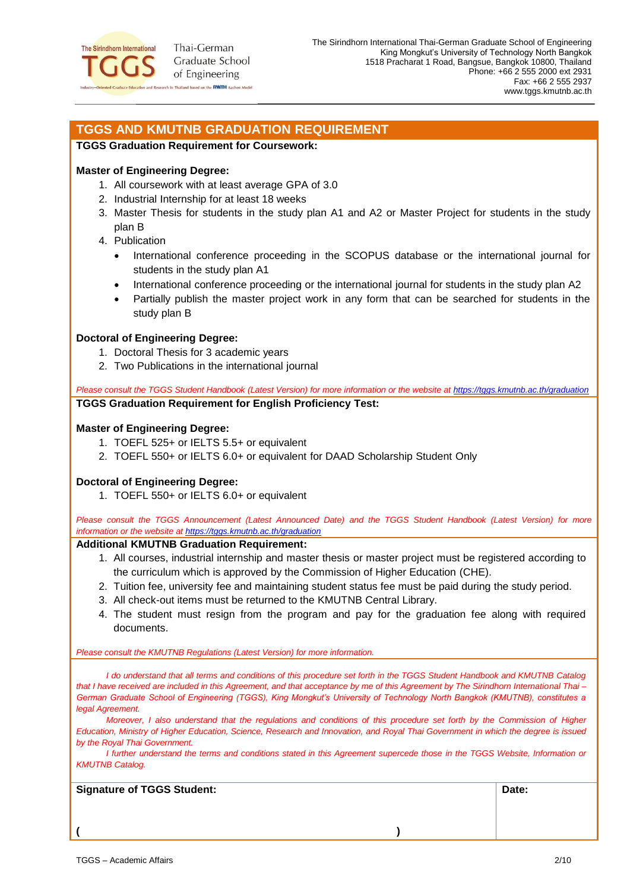## TGGS AND KMUTNB GRADUATION REQUIREMENT

**TGGS Graduation Requirement for Coursework:**

**Master of Engineering Degree:**

1. All coursework with at least average GPA of 3.0
2. Industrial Internship for at least 18 weeks
3. Master Thesis for students in the study plan A1 and A2 or Master Project for students in the study plan B
4. Publication
   - International conference proceeding in the SCOPUS database or the international journal for students in the study plan A1
   - International conference proceeding or the international journal for students in the study plan A2
   - Partially publish the master project work in any form that can be searched for students in the study plan B

**Doctoral of Engineering Degree:**

1. Doctoral Thesis for 3 academic years
2. Two Publications in the international journal

*Please consult the TGGS Student Handbook (Latest Version) for more information or the website at https://tggs.kmutnb.ac.th/graduation*

**TGGS Graduation Requirement for English Proficiency Test:**

**Master of Engineering Degree:**

1. TOEFL 525+ or IELTS 5.5+ or equivalent
2. TOEFL 550+ or IELTS 6.0+ or equivalent for DAAD Scholarship Student Only

**Doctoral of Engineering Degree:**

1. TOEFL 550+ or IELTS 6.0+ or equivalent

*Please consult the TGGS Announcement (Latest Announced Date) and the TGGS Student Handbook (Latest Version) for more information or the website at https://tggs.kmutnb.ac.th/graduation*

**Additional KMUTNB Graduation Requirement:**

1. All courses, industrial internship and master thesis or master project must be registered according to the curriculum which is approved by the Commission of Higher Education (CHE).
2. Tuition fee, university fee and maintaining student status fee must be paid during the study period.
3. All check-out items must be returned to the KMUTNB Central Library.
4. The student must resign from the program and pay for the graduation fee along with required documents.

*Please consult the KMUTNB Regulations (Latest Version) for more information.*

*I do understand that all terms and conditions of this procedure set forth in the TGGS Student Handbook and KMUTNB Catalog that I have received are included in this Agreement, and that acceptance by me of this Agreement by The Sirindhorn International Thai – German Graduate School of Engineering (TGGS), King Mongkut's University of Technology North Bangkok (KMUTNB), constitutes a legal Agreement.*

*Moreover, I also understand that the regulations and conditions of this procedure set forth by the Commission of Higher Education, Ministry of Higher Education, Science, Research and Innovation, and Royal Thai Government in which the degree is issued by the Royal Thai Government.*

*I further understand the terms and conditions stated in this Agreement supercede those in the TGGS Website, Information or KMUTNB Catalog.*

| **Signature of TGGS Student:** | **Date:** |
| --- | --- |
| **( )** | |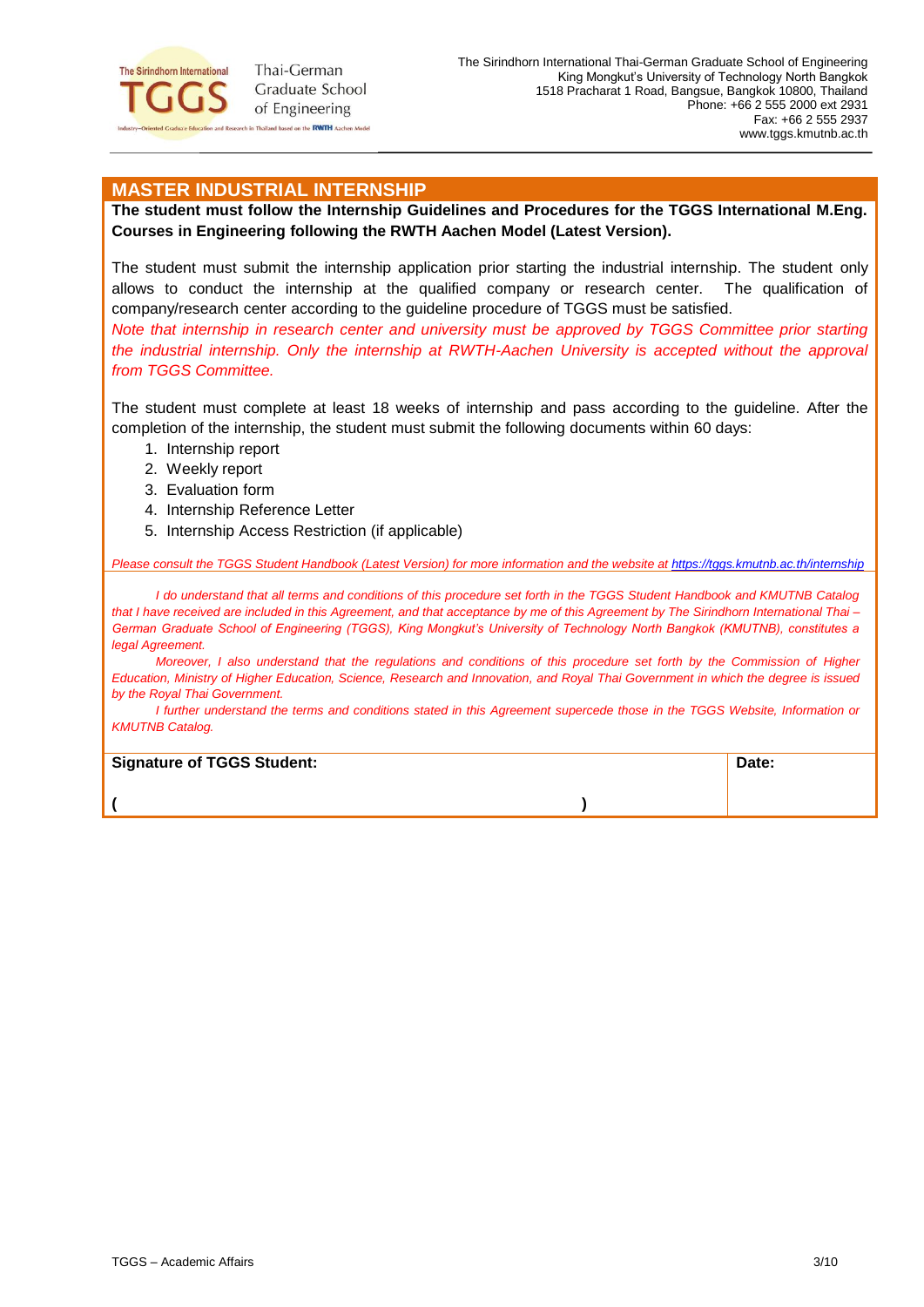The Sirindhorn International Thai-German Graduate School of Engineering
King Mongkut's University of Technology North Bangkok
1518 Pracharat 1 Road, Bangsue, Bangkok 10800, Thailand
Phone: +66 2 555 2000 ext 2931
Fax: +66 2 555 2937
www.tggs.kmutnb.ac.th

## MASTER INDUSTRIAL INTERNSHIP

**The student must follow the Internship Guidelines and Procedures for the TGGS International M.Eng. Courses in Engineering following the RWTH Aachen Model (Latest Version).**

The student must submit the internship application prior starting the industrial internship. The student only allows to conduct the internship at the qualified company or research center. The qualification of company/research center according to the guideline procedure of TGGS must be satisfied.

*Note that internship in research center and university must be approved by TGGS Committee prior starting the industrial internship. Only the internship at RWTH-Aachen University is accepted without the approval from TGGS Committee.*

The student must complete at least 18 weeks of internship and pass according to the guideline. After the completion of the internship, the student must submit the following documents within 60 days:

1. Internship report
2. Weekly report
3. Evaluation form
4. Internship Reference Letter
5. Internship Access Restriction (if applicable)

*Please consult the TGGS Student Handbook (Latest Version) for more information and the website at https://tggs.kmutnb.ac.th/internship*

*I do understand that all terms and conditions of this procedure set forth in the TGGS Student Handbook and KMUTNB Catalog that I have received are included in this Agreement, and that acceptance by me of this Agreement by The Sirindhorn International Thai – German Graduate School of Engineering (TGGS), King Mongkut's University of Technology North Bangkok (KMUTNB), constitutes a legal Agreement.*

*Moreover, I also understand that the regulations and conditions of this procedure set forth by the Commission of Higher Education, Ministry of Higher Education, Science, Research and Innovation, and Royal Thai Government in which the degree is issued by the Royal Thai Government.*

*I further understand the terms and conditions stated in this Agreement supercede those in the TGGS Website, Information or KMUTNB Catalog.*

| | |
|---|---|
| **Signature of TGGS Student:** | **Date:** |
| **(                                                  )** | |

TGGS – Academic Affairs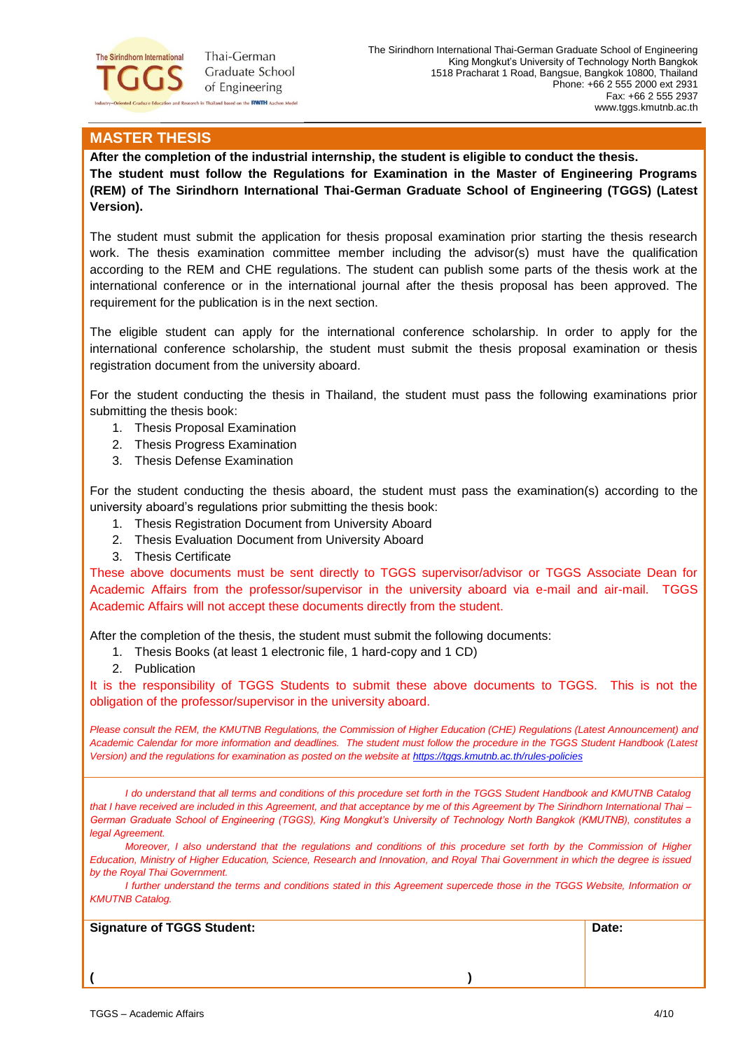## MASTER THESIS

**After the completion of the industrial internship, the student is eligible to conduct the thesis.**
**The student must follow the Regulations for Examination in the Master of Engineering Programs (REM) of The Sirindhorn International Thai-German Graduate School of Engineering (TGGS) (Latest Version).**

The student must submit the application for thesis proposal examination prior starting the thesis research work. The thesis examination committee member including the advisor(s) must have the qualification according to the REM and CHE regulations. The student can publish some parts of the thesis work at the international conference or in the international journal after the thesis proposal has been approved. The requirement for the publication is in the next section.

The eligible student can apply for the international conference scholarship. In order to apply for the international conference scholarship, the student must submit the thesis proposal examination or thesis registration document from the university aboard.

For the student conducting the thesis in Thailand, the student must pass the following examinations prior submitting the thesis book:

1. Thesis Proposal Examination
2. Thesis Progress Examination
3. Thesis Defense Examination

For the student conducting the thesis aboard, the student must pass the examination(s) according to the university aboard's regulations prior submitting the thesis book:

1. Thesis Registration Document from University Aboard
2. Thesis Evaluation Document from University Aboard
3. Thesis Certificate

These above documents must be sent directly to TGGS supervisor/advisor or TGGS Associate Dean for Academic Affairs from the professor/supervisor in the university aboard via e-mail and air-mail. TGGS Academic Affairs will not accept these documents directly from the student.

After the completion of the thesis, the student must submit the following documents:

1. Thesis Books (at least 1 electronic file, 1 hard-copy and 1 CD)
2. Publication

It is the responsibility of TGGS Students to submit these above documents to TGGS. This is not the obligation of the professor/supervisor in the university aboard.

*Please consult the REM, the KMUTNB Regulations, the Commission of Higher Education (CHE) Regulations (Latest Announcement) and Academic Calendar for more information and deadlines. The student must follow the procedure in the TGGS Student Handbook (Latest Version) and the regulations for examination as posted on the website at https://tggs.kmutnb.ac.th/rules-policies*

*I do understand that all terms and conditions of this procedure set forth in the TGGS Student Handbook and KMUTNB Catalog that I have received are included in this Agreement, and that acceptance by me of this Agreement by The Sirindhorn International Thai – German Graduate School of Engineering (TGGS), King Mongkut's University of Technology North Bangkok (KMUTNB), constitutes a legal Agreement.*

*Moreover, I also understand that the regulations and conditions of this procedure set forth by the Commission of Higher Education, Ministry of Higher Education, Science, Research and Innovation, and Royal Thai Government in which the degree is issued by the Royal Thai Government.*

*I further understand the terms and conditions stated in this Agreement supercede those in the TGGS Website, Information or KMUTNB Catalog.*

| **Signature of TGGS Student:** | **Date:** |
|---|---|
| **(                                                            )** | |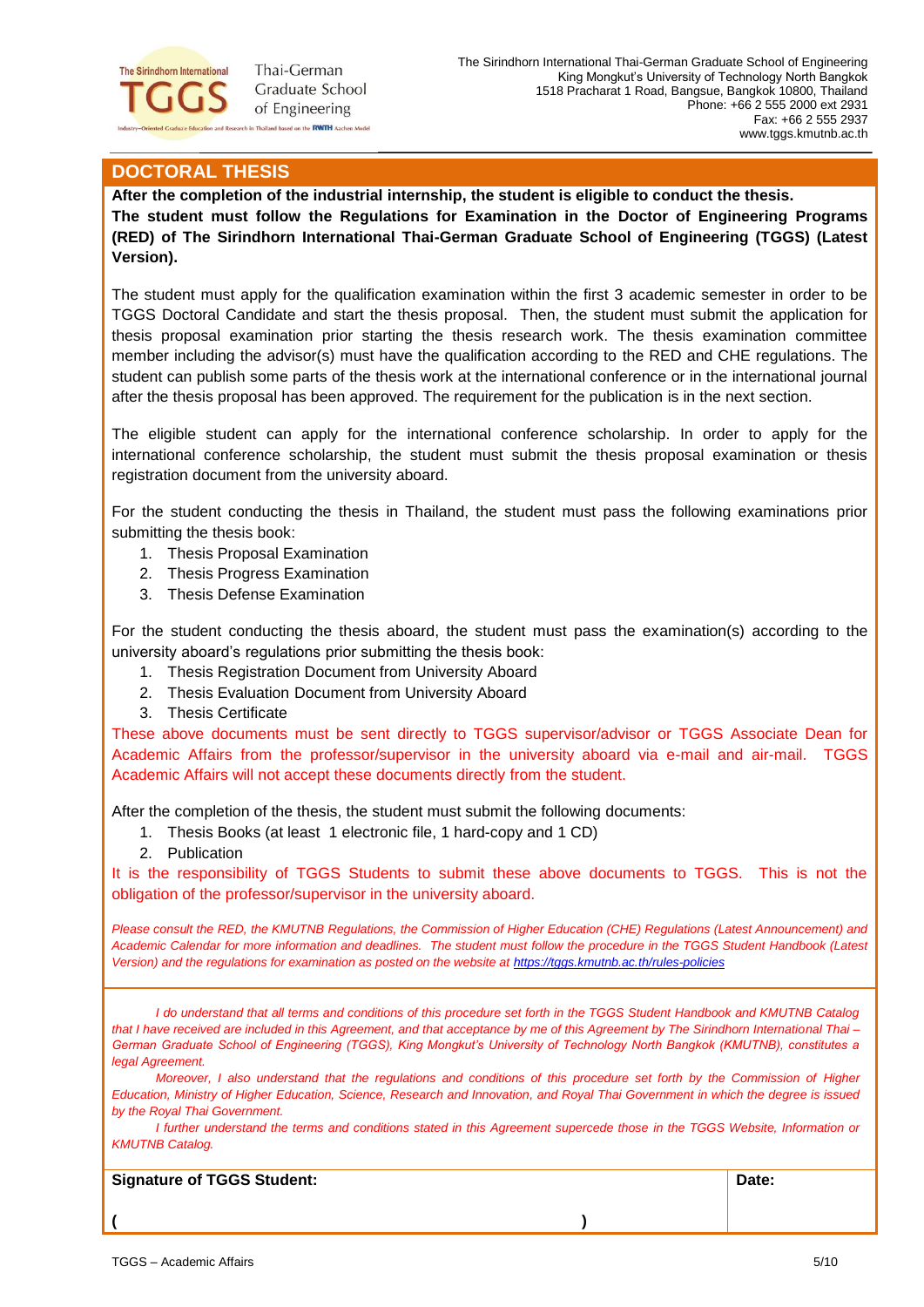# DOCTORAL THESIS

**After the completion of the industrial internship, the student is eligible to conduct the thesis.**
**The student must follow the Regulations for Examination in the Doctor of Engineering Programs (RED) of The Sirindhorn International Thai-German Graduate School of Engineering (TGGS) (Latest Version).**

The student must apply for the qualification examination within the first 3 academic semester in order to be TGGS Doctoral Candidate and start the thesis proposal. Then, the student must submit the application for thesis proposal examination prior starting the thesis research work. The thesis examination committee member including the advisor(s) must have the qualification according to the RED and CHE regulations. The student can publish some parts of the thesis work at the international conference or in the international journal after the thesis proposal has been approved. The requirement for the publication is in the next section.

The eligible student can apply for the international conference scholarship. In order to apply for the international conference scholarship, the student must submit the thesis proposal examination or thesis registration document from the university aboard.

For the student conducting the thesis in Thailand, the student must pass the following examinations prior submitting the thesis book:

1. Thesis Proposal Examination
2. Thesis Progress Examination
3. Thesis Defense Examination

For the student conducting the thesis aboard, the student must pass the examination(s) according to the university aboard's regulations prior submitting the thesis book:

1. Thesis Registration Document from University Aboard
2. Thesis Evaluation Document from University Aboard
3. Thesis Certificate

These above documents must be sent directly to TGGS supervisor/advisor or TGGS Associate Dean for Academic Affairs from the professor/supervisor in the university aboard via e-mail and air-mail. TGGS Academic Affairs will not accept these documents directly from the student.

After the completion of the thesis, the student must submit the following documents:

1. Thesis Books (at least 1 electronic file, 1 hard-copy and 1 CD)
2. Publication

It is the responsibility of TGGS Students to submit these above documents to TGGS. This is not the obligation of the professor/supervisor in the university aboard.

*Please consult the RED, the KMUTNB Regulations, the Commission of Higher Education (CHE) Regulations (Latest Announcement) and Academic Calendar for more information and deadlines. The student must follow the procedure in the TGGS Student Handbook (Latest Version) and the regulations for examination as posted on the website at https://tggs.kmutnb.ac.th/rules-policies*

*I do understand that all terms and conditions of this procedure set forth in the TGGS Student Handbook and KMUTNB Catalog that I have received are included in this Agreement, and that acceptance by me of this Agreement by The Sirindhorn International Thai – German Graduate School of Engineering (TGGS), King Mongkut's University of Technology North Bangkok (KMUTNB), constitutes a legal Agreement.*

*Moreover, I also understand that the regulations and conditions of this procedure set forth by the Commission of Higher Education, Ministry of Higher Education, Science, Research and Innovation, and Royal Thai Government in which the degree is issued by the Royal Thai Government.*

*I further understand the terms and conditions stated in this Agreement supercede those in the TGGS Website, Information or KMUTNB Catalog.*

| | |
|---|---|
| **Signature of TGGS Student:**<br><br>**(                                        )** | **Date:** |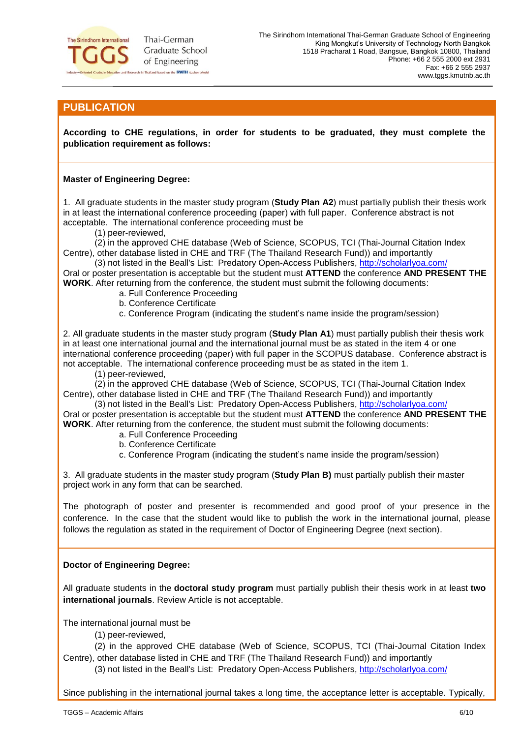## PUBLICATION

**According to CHE regulations, in order for students to be graduated, they must complete the publication requirement as follows:**

**Master of Engineering Degree:**

1. All graduate students in the master study program (**Study Plan A2**) must partially publish their thesis work in at least the international conference proceeding (paper) with full paper. Conference abstract is not acceptable. The international conference proceeding must be

(1) peer-reviewed,

(2) in the approved CHE database (Web of Science, SCOPUS, TCI (Thai-Journal Citation Index Centre), other database listed in CHE and TRF (The Thailand Research Fund)) and importantly

(3) not listed in the Beall's List: Predatory Open-Access Publishers, http://scholarlyoa.com/

Oral or poster presentation is acceptable but the student must **ATTEND** the conference **AND PRESENT THE WORK**. After returning from the conference, the student must submit the following documents:

a. Full Conference Proceeding
b. Conference Certificate
c. Conference Program (indicating the student's name inside the program/session)

2. All graduate students in the master study program (**Study Plan A1**) must partially publish their thesis work in at least one international journal and the international journal must be as stated in the item 4 or one international conference proceeding (paper) with full paper in the SCOPUS database. Conference abstract is not acceptable. The international conference proceeding must be as stated in the item 1.

(1) peer-reviewed,

(2) in the approved CHE database (Web of Science, SCOPUS, TCI (Thai-Journal Citation Index Centre), other database listed in CHE and TRF (The Thailand Research Fund)) and importantly

(3) not listed in the Beall's List: Predatory Open-Access Publishers, http://scholarlyoa.com/

Oral or poster presentation is acceptable but the student must **ATTEND** the conference **AND PRESENT THE WORK**. After returning from the conference, the student must submit the following documents:

a. Full Conference Proceeding
b. Conference Certificate
c. Conference Program (indicating the student's name inside the program/session)

3. All graduate students in the master study program (**Study Plan B)** must partially publish their master project work in any form that can be searched.

The photograph of poster and presenter is recommended and good proof of your presence in the conference. In the case that the student would like to publish the work in the international journal, please follows the regulation as stated in the requirement of Doctor of Engineering Degree (next section).

**Doctor of Engineering Degree:**

All graduate students in the **doctoral study program** must partially publish their thesis work in at least **two international journals**. Review Article is not acceptable.

The international journal must be

(1) peer-reviewed,

(2) in the approved CHE database (Web of Science, SCOPUS, TCI (Thai-Journal Citation Index Centre), other database listed in CHE and TRF (The Thailand Research Fund)) and importantly

(3) not listed in the Beall's List: Predatory Open-Access Publishers, http://scholarlyoa.com/

Since publishing in the international journal takes a long time, the acceptance letter is acceptable. Typically,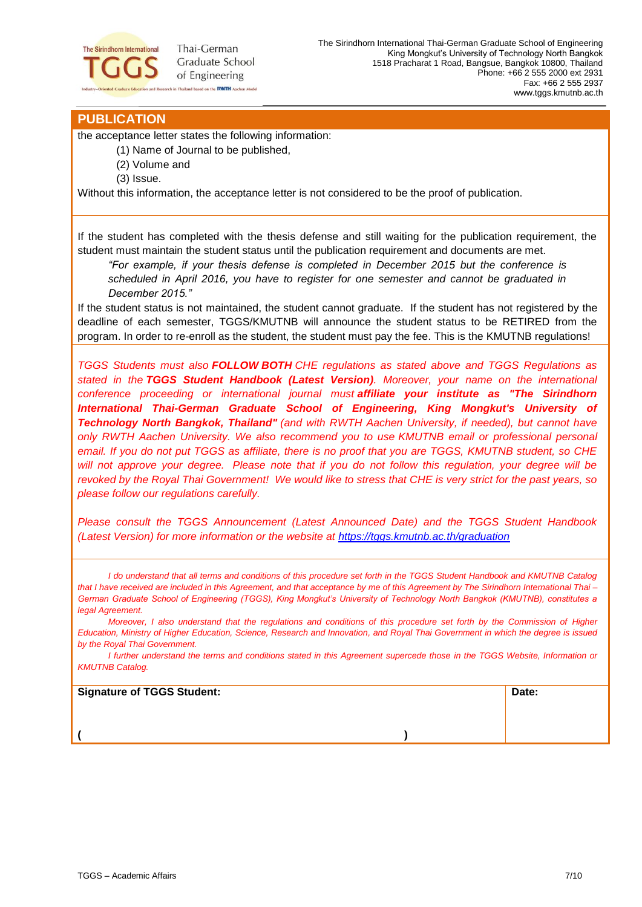## PUBLICATION

the acceptance letter states the following information:

(1) Name of Journal to be published,

(2) Volume and

(3) Issue.

Without this information, the acceptance letter is not considered to be the proof of publication.

If the student has completed with the thesis defense and still waiting for the publication requirement, the student must maintain the student status until the publication requirement and documents are met.

*"For example, if your thesis defense is completed in December 2015 but the conference is scheduled in April 2016, you have to register for one semester and cannot be graduated in December 2015."*

If the student status is not maintained, the student cannot graduate. If the student has not registered by the deadline of each semester, TGGS/KMUTNB will announce the student status to be RETIRED from the program. In order to re-enroll as the student, the student must pay the fee. This is the KMUTNB regulations!

*TGGS Students must also **FOLLOW BOTH** CHE regulations as stated above and TGGS Regulations as stated in the **TGGS Student Handbook (Latest Version)**. Moreover, your name on the international conference proceeding or international journal must **affiliate your institute as "The Sirindhorn International Thai-German Graduate School of Engineering, King Mongkut's University of Technology North Bangkok, Thailand"** (and with RWTH Aachen University, if needed), but cannot have only RWTH Aachen University. We also recommend you to use KMUTNB email or professional personal email. If you do not put TGGS as affiliate, there is no proof that you are TGGS, KMUTNB student, so CHE will not approve your degree. Please note that if you do not follow this regulation, your degree will be revoked by the Royal Thai Government! We would like to stress that CHE is very strict for the past years, so please follow our regulations carefully.*

*Please consult the TGGS Announcement (Latest Announced Date) and the TGGS Student Handbook (Latest Version) for more information or the website at https://tggs.kmutnb.ac.th/graduation*

*I do understand that all terms and conditions of this procedure set forth in the TGGS Student Handbook and KMUTNB Catalog that I have received are included in this Agreement, and that acceptance by me of this Agreement by The Sirindhorn International Thai – German Graduate School of Engineering (TGGS), King Mongkut's University of Technology North Bangkok (KMUTNB), constitutes a legal Agreement.*

*Moreover, I also understand that the regulations and conditions of this procedure set forth by the Commission of Higher Education, Ministry of Higher Education, Science, Research and Innovation, and Royal Thai Government in which the degree is issued by the Royal Thai Government.*

*I further understand the terms and conditions stated in this Agreement supercede those in the TGGS Website, Information or KMUTNB Catalog.*

| **Signature of TGGS Student:** | **Date:** |
|---|---|
| **(                                        )** | |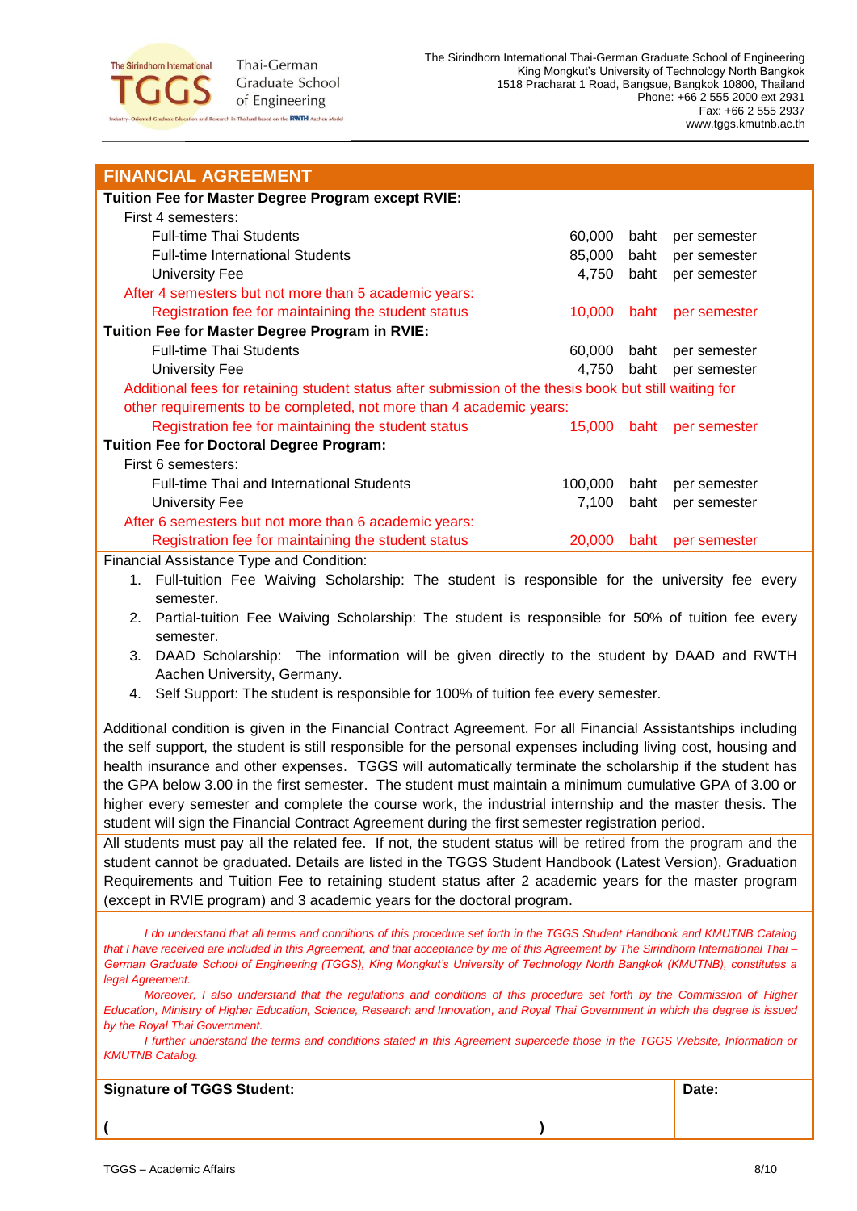## FINANCIAL AGREEMENT

| | | | |
|---|---|---|---|
| **Tuition Fee for Master Degree Program except RVIE:** | | | |
| First 4 semesters: | | | |
| Full-time Thai Students | 60,000 | baht | per semester |
| Full-time International Students | 85,000 | baht | per semester |
| University Fee | 4,750 | baht | per semester |
| After 4 semesters but not more than 5 academic years: | | | |
| Registration fee for maintaining the student status | 10,000 | baht | per semester |
| **Tuition Fee for Master Degree Program in RVIE:** | | | |
| Full-time Thai Students | 60,000 | baht | per semester |
| University Fee | 4,750 | baht | per semester |
| Additional fees for retaining student status after submission of the thesis book but still waiting for other requirements to be completed, not more than 4 academic years: | | | |
| Registration fee for maintaining the student status | 15,000 | baht | per semester |
| **Tuition Fee for Doctoral Degree Program:** | | | |
| First 6 semesters: | | | |
| Full-time Thai and International Students | 100,000 | baht | per semester |
| University Fee | 7,100 | baht | per semester |
| After 6 semesters but not more than 6 academic years: | | | |
| Registration fee for maintaining the student status | 20,000 | baht | per semester |

Financial Assistance Type and Condition:

1. Full-tuition Fee Waiving Scholarship: The student is responsible for the university fee every semester.
2. Partial-tuition Fee Waiving Scholarship: The student is responsible for 50% of tuition fee every semester.
3. DAAD Scholarship: The information will be given directly to the student by DAAD and RWTH Aachen University, Germany.
4. Self Support: The student is responsible for 100% of tuition fee every semester.

Additional condition is given in the Financial Contract Agreement. For all Financial Assistantships including the self support, the student is still responsible for the personal expenses including living cost, housing and health insurance and other expenses. TGGS will automatically terminate the scholarship if the student has the GPA below 3.00 in the first semester. The student must maintain a minimum cumulative GPA of 3.00 or higher every semester and complete the course work, the industrial internship and the master thesis. The student will sign the Financial Contract Agreement during the first semester registration period.

All students must pay all the related fee. If not, the student status will be retired from the program and the student cannot be graduated. Details are listed in the TGGS Student Handbook (Latest Version), Graduation Requirements and Tuition Fee to retaining student status after 2 academic years for the master program (except in RVIE program) and 3 academic years for the doctoral program.

*I do understand that all terms and conditions of this procedure set forth in the TGGS Student Handbook and KMUTNB Catalog that I have received are included in this Agreement, and that acceptance by me of this Agreement by The Sirindhorn International Thai – German Graduate School of Engineering (TGGS), King Mongkut's University of Technology North Bangkok (KMUTNB), constitutes a legal Agreement.*

*Moreover, I also understand that the regulations and conditions of this procedure set forth by the Commission of Higher Education, Ministry of Higher Education, Science, Research and Innovation, and Royal Thai Government in which the degree is issued by the Royal Thai Government.*

*I further understand the terms and conditions stated in this Agreement supercede those in the TGGS Website, Information or KMUTNB Catalog.*

| **Signature of TGGS Student:** | **Date:** |
|---|---|
| **(** &nbsp;&nbsp;&nbsp;&nbsp;&nbsp;&nbsp;&nbsp;&nbsp;&nbsp;&nbsp;&nbsp;&nbsp;&nbsp;&nbsp;&nbsp;&nbsp;&nbsp;&nbsp;&nbsp;&nbsp; **)** | |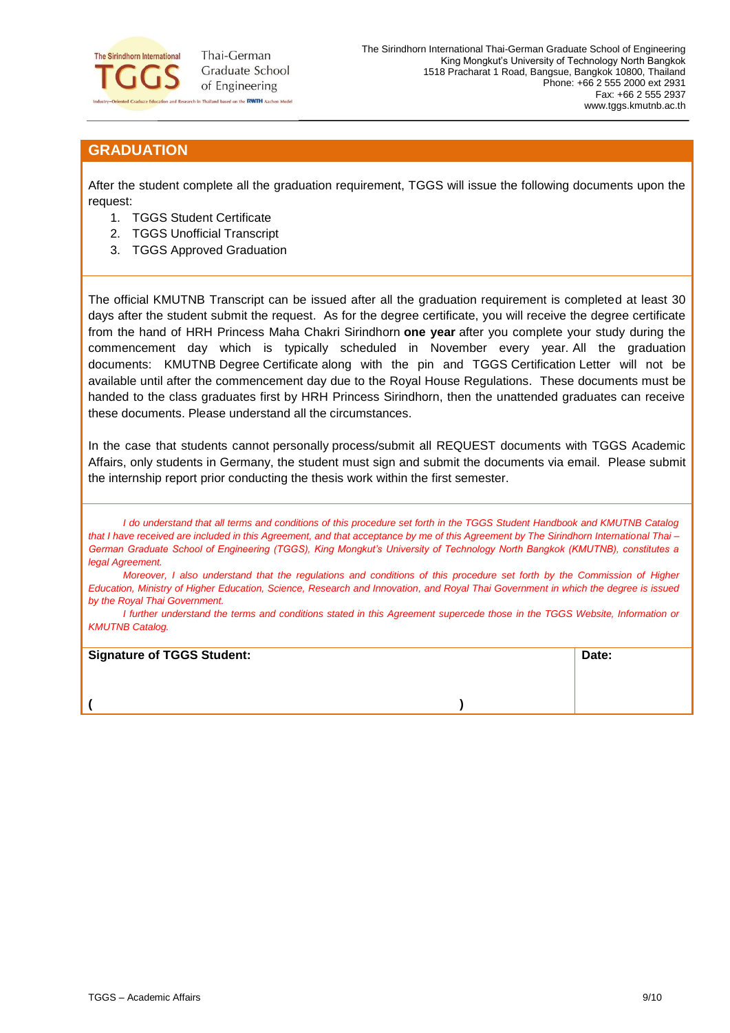The Sirindhorn International Thai-German Graduate School of Engineering
King Mongkut's University of Technology North Bangkok
1518 Pracharat 1 Road, Bangsue, Bangkok 10800, Thailand
Phone: +66 2 555 2000 ext 2931
Fax: +66 2 555 2937
www.tggs.kmutnb.ac.th

## GRADUATION

After the student complete all the graduation requirement, TGGS will issue the following documents upon the request:

1. TGGS Student Certificate
2. TGGS Unofficial Transcript
3. TGGS Approved Graduation

The official KMUTNB Transcript can be issued after all the graduation requirement is completed at least 30 days after the student submit the request. As for the degree certificate, you will receive the degree certificate from the hand of HRH Princess Maha Chakri Sirindhorn **one year** after you complete your study during the commencement day which is typically scheduled in November every year. All the graduation documents: KMUTNB Degree Certificate along with the pin and TGGS Certification Letter will not be available until after the commencement day due to the Royal House Regulations. These documents must be handed to the class graduates first by HRH Princess Sirindhorn, then the unattended graduates can receive these documents. Please understand all the circumstances.

In the case that students cannot personally process/submit all REQUEST documents with TGGS Academic Affairs, only students in Germany, the student must sign and submit the documents via email. Please submit the internship report prior conducting the thesis work within the first semester.

*I do understand that all terms and conditions of this procedure set forth in the TGGS Student Handbook and KMUTNB Catalog that I have received are included in this Agreement, and that acceptance by me of this Agreement by The Sirindhorn International Thai – German Graduate School of Engineering (TGGS), King Mongkut's University of Technology North Bangkok (KMUTNB), constitutes a legal Agreement.*

*Moreover, I also understand that the regulations and conditions of this procedure set forth by the Commission of Higher Education, Ministry of Higher Education, Science, Research and Innovation, and Royal Thai Government in which the degree is issued by the Royal Thai Government.*

*I further understand the terms and conditions stated in this Agreement supercede those in the TGGS Website, Information or KMUTNB Catalog.*

| | |
|---|---|
| **Signature of TGGS Student:**<br><br>**( )** | **Date:** |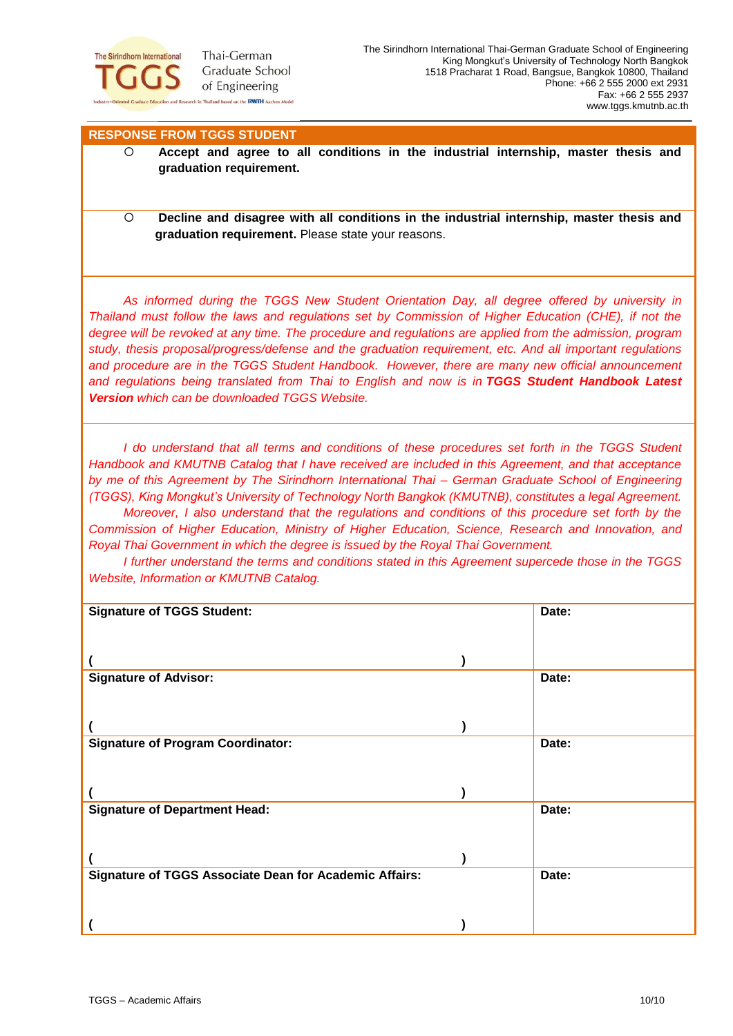**RESPONSE FROM TGGS STUDENT**

○ **Accept and agree to all conditions in the industrial internship, master thesis and graduation requirement.**

○ **Decline and disagree with all conditions in the industrial internship, master thesis and graduation requirement.** Please state your reasons.

*As informed during the TGGS New Student Orientation Day, all degree offered by university in Thailand must follow the laws and regulations set by Commission of Higher Education (CHE), if not the degree will be revoked at any time. The procedure and regulations are applied from the admission, program study, thesis proposal/progress/defense and the graduation requirement, etc. And all important regulations and procedure are in the TGGS Student Handbook. However, there are many new official announcement and regulations being translated from Thai to English and now is in **TGGS Student Handbook Latest Version** which can be downloaded TGGS Website.*

*I do understand that all terms and conditions of these procedures set forth in the TGGS Student Handbook and KMUTNB Catalog that I have received are included in this Agreement, and that acceptance by me of this Agreement by The Sirindhorn International Thai – German Graduate School of Engineering (TGGS), King Mongkut's University of Technology North Bangkok (KMUTNB), constitutes a legal Agreement.*

*Moreover, I also understand that the regulations and conditions of this procedure set forth by the Commission of Higher Education, Ministry of Higher Education, Science, Research and Innovation, and Royal Thai Government in which the degree is issued by the Royal Thai Government.*

*I further understand the terms and conditions stated in this Agreement supercede those in the TGGS Website, Information or KMUTNB Catalog.*

| | |
|---|---|
| **Signature of TGGS Student:**<br><br>**(** &nbsp;&nbsp;&nbsp;&nbsp;&nbsp;&nbsp;&nbsp;&nbsp;&nbsp;&nbsp;&nbsp;&nbsp;&nbsp;&nbsp;&nbsp;&nbsp;&nbsp;&nbsp;&nbsp;&nbsp; **)** | **Date:** |
| **Signature of Advisor:**<br><br>**(** &nbsp;&nbsp;&nbsp;&nbsp;&nbsp;&nbsp;&nbsp;&nbsp;&nbsp;&nbsp;&nbsp;&nbsp;&nbsp;&nbsp;&nbsp;&nbsp;&nbsp;&nbsp;&nbsp;&nbsp; **)** | **Date:** |
| **Signature of Program Coordinator:**<br><br>**(** &nbsp;&nbsp;&nbsp;&nbsp;&nbsp;&nbsp;&nbsp;&nbsp;&nbsp;&nbsp;&nbsp;&nbsp;&nbsp;&nbsp;&nbsp;&nbsp;&nbsp;&nbsp;&nbsp;&nbsp; **)** | **Date:** |
| **Signature of Department Head:**<br><br>**(** &nbsp;&nbsp;&nbsp;&nbsp;&nbsp;&nbsp;&nbsp;&nbsp;&nbsp;&nbsp;&nbsp;&nbsp;&nbsp;&nbsp;&nbsp;&nbsp;&nbsp;&nbsp;&nbsp;&nbsp; **)** | **Date:** |
| **Signature of TGGS Associate Dean for Academic Affairs:**<br><br>**(** &nbsp;&nbsp;&nbsp;&nbsp;&nbsp;&nbsp;&nbsp;&nbsp;&nbsp;&nbsp;&nbsp;&nbsp;&nbsp;&nbsp;&nbsp;&nbsp;&nbsp;&nbsp;&nbsp;&nbsp; **)** | **Date:** |